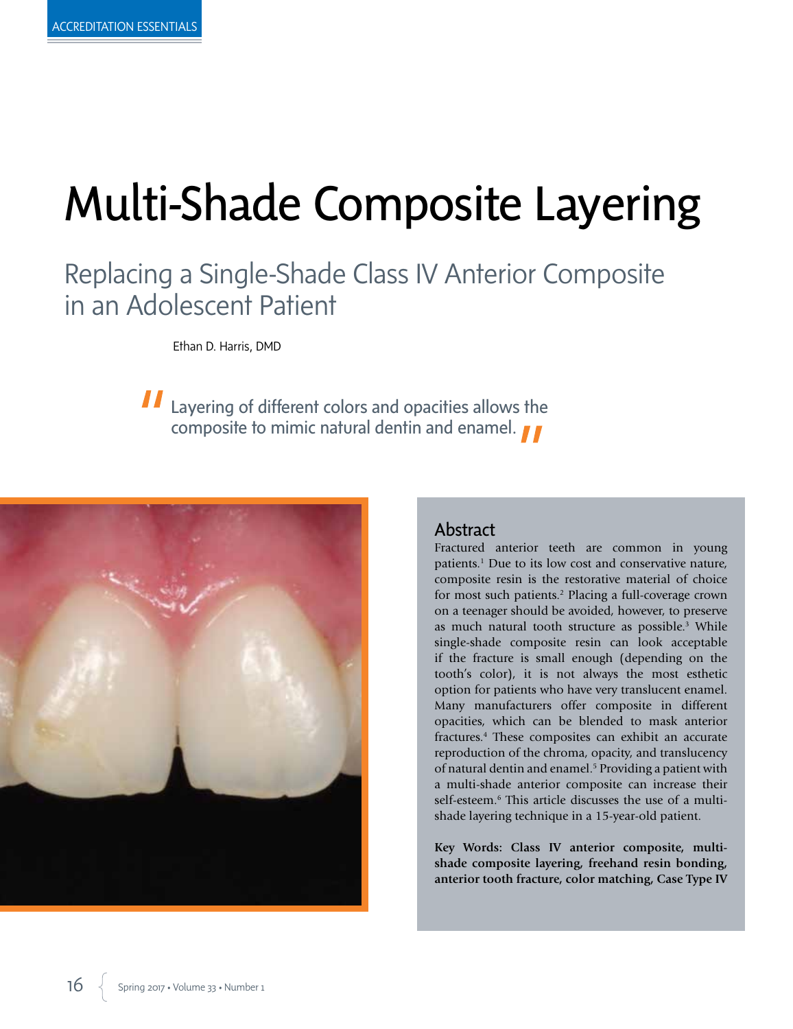ACCREDITATION ESSENTIALS

# Multi-Shade Composite Layering

## Replacing a Single-Shade Class IV Anterior Composite in an Adolescent Patient

Ethan D. Harris, DMD

> Layering of different colors and opacities allows the composite to mimic natural dentin and enamel.

## Abstract

Fractured anterior teeth are common in young patients.[1] Due to its low cost and conservative nature, composite resin is the restorative material of choice for most such patients.[2] Placing a full-coverage crown on a teenager should be avoided, however, to preserve as much natural tooth structure as possible.[3] While single-shade composite resin can look acceptable if the fracture is small enough (depending on the tooth's color), it is not always the most esthetic option for patients who have very translucent enamel. Many manufacturers offer composite in different opacities, which can be blended to mask anterior fractures.[4] These composites can exhibit an accurate reproduction of the chroma, opacity, and translucency of natural dentin and enamel.[5] Providing a patient with a multi-shade anterior composite can increase their self-esteem.[6] This article discusses the use of a multi-shade layering technique in a 15-year-old patient.

**Key Words: Class IV anterior composite, multi-shade composite layering, freehand resin bonding, anterior tooth fracture, color matching, Case Type IV**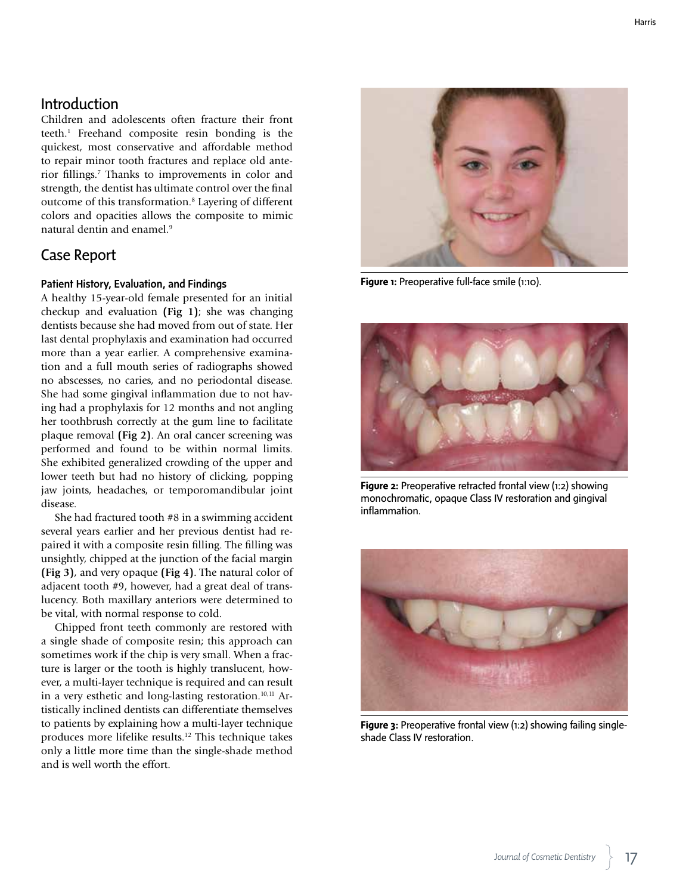## Introduction

Children and adolescents often fracture their front teeth.[1] Freehand composite resin bonding is the quickest, most conservative and affordable method to repair minor tooth fractures and replace old anterior fillings.[7] Thanks to improvements in color and strength, the dentist has ultimate control over the final outcome of this transformation.[8] Layering of different colors and opacities allows the composite to mimic natural dentin and enamel.[9]

## Case Report

### Patient History, Evaluation, and Findings

A healthy 15-year-old female presented for an initial checkup and evaluation **(Fig 1)**; she was changing dentists because she had moved from out of state. Her last dental prophylaxis and examination had occurred more than a year earlier. A comprehensive examination and a full mouth series of radiographs showed no abscesses, no caries, and no periodontal disease. She had some gingival inflammation due to not having had a prophylaxis for 12 months and not angling her toothbrush correctly at the gum line to facilitate plaque removal **(Fig 2)**. An oral cancer screening was performed and found to be within normal limits. She exhibited generalized crowding of the upper and lower teeth but had no history of clicking, popping jaw joints, headaches, or temporomandibular joint disease.

She had fractured tooth #8 in a swimming accident several years earlier and her previous dentist had repaired it with a composite resin filling. The filling was unsightly, chipped at the junction of the facial margin **(Fig 3)**, and very opaque **(Fig 4)**. The natural color of adjacent tooth #9, however, had a great deal of translucency. Both maxillary anteriors were determined to be vital, with normal response to cold.

Chipped front teeth commonly are restored with a single shade of composite resin; this approach can sometimes work if the chip is very small. When a fracture is larger or the tooth is highly translucent, however, a multi-layer technique is required and can result in a very esthetic and long-lasting restoration.[10,11] Artistically inclined dentists can differentiate themselves to patients by explaining how a multi-layer technique produces more lifelike results.[12] This technique takes only a little more time than the single-shade method and is well worth the effort.

**Figure 1:** Preoperative full-face smile (1:10).

**Figure 2:** Preoperative retracted frontal view (1:2) showing monochromatic, opaque Class IV restoration and gingival inflammation.

**Figure 3:** Preoperative frontal view (1:2) showing failing single-shade Class IV restoration.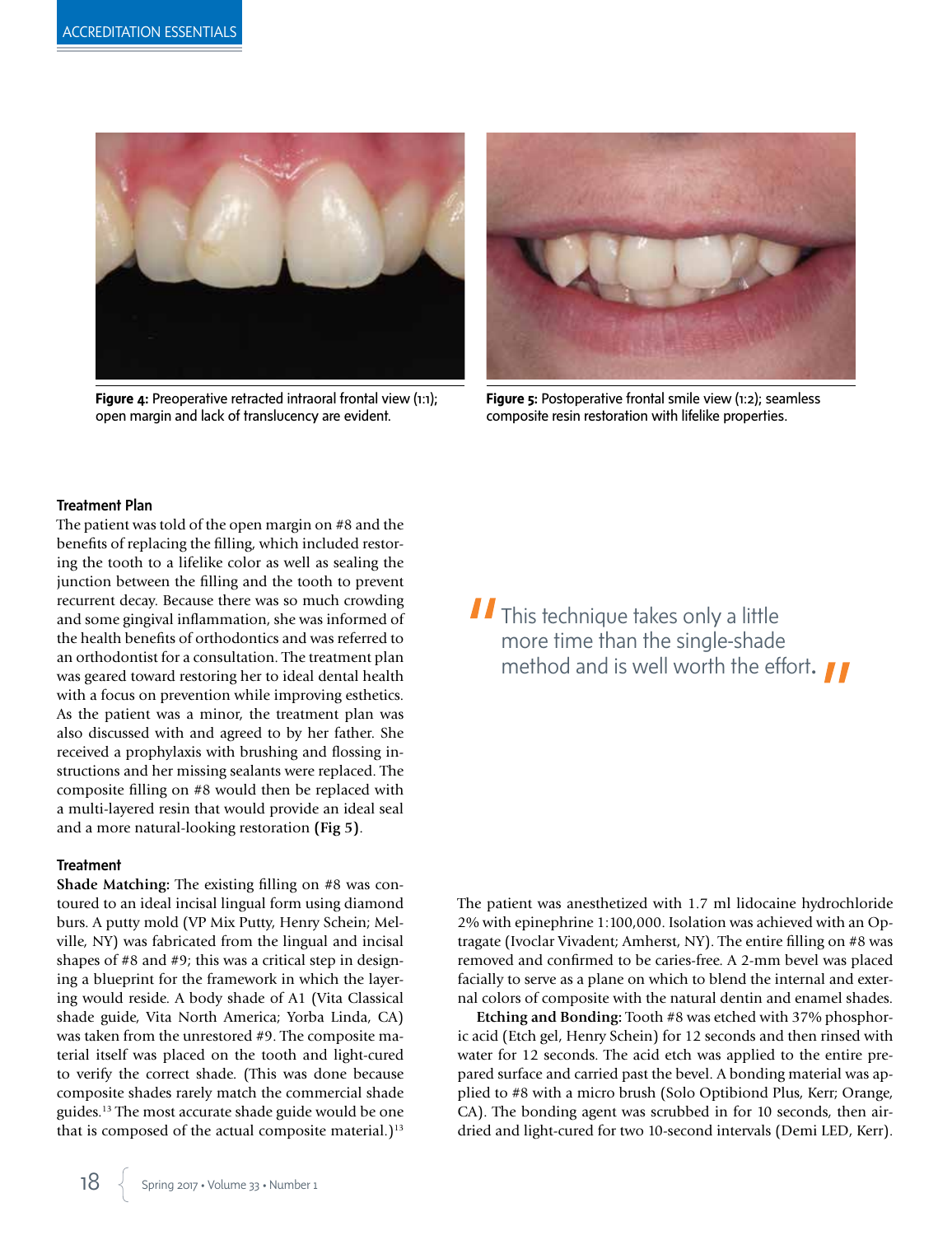Figure 4: Preoperative retracted intraoral frontal view (1:1); open margin and lack of translucency are evident.

Figure 5: Postoperative frontal smile view (1:2); seamless composite resin restoration with lifelike properties.

### Treatment Plan

The patient was told of the open margin on #8 and the benefits of replacing the filling, which included restoring the tooth to a lifelike color as well as sealing the junction between the filling and the tooth to prevent recurrent decay. Because there was so much crowding and some gingival inflammation, she was informed of the health benefits of orthodontics and was referred to an orthodontist for a consultation. The treatment plan was geared toward restoring her to ideal dental health with a focus on prevention while improving esthetics. As the patient was a minor, the treatment plan was also discussed with and agreed to by her father. She received a prophylaxis with brushing and flossing instructions and her missing sealants were replaced. The composite filling on #8 would then be replaced with a multi-layered resin that would provide an ideal seal and a more natural-looking restoration **(Fig 5)**.

> "This technique takes only a little more time than the single-shade method and is well worth the effort."

### Treatment

**Shade Matching:** The existing filling on #8 was contoured to an ideal incisal lingual form using diamond burs. A putty mold (VP Mix Putty, Henry Schein; Melville, NY) was fabricated from the lingual and incisal shapes of #8 and #9; this was a critical step in designing a blueprint for the framework in which the layering would reside. A body shade of A1 (Vita Classical shade guide, Vita North America; Yorba Linda, CA) was taken from the unrestored #9. The composite material itself was placed on the tooth and light-cured to verify the correct shade. (This was done because composite shades rarely match the commercial shade guides.[13] The most accurate shade guide would be one that is composed of the actual composite material.)[13]

The patient was anesthetized with 1.7 ml lidocaine hydrochloride 2% with epinephrine 1:100,000. Isolation was achieved with an Optragate (Ivoclar Vivadent; Amherst, NY). The entire filling on #8 was removed and confirmed to be caries-free. A 2-mm bevel was placed facially to serve as a plane on which to blend the internal and external colors of composite with the natural dentin and enamel shades.

**Etching and Bonding:** Tooth #8 was etched with 37% phosphoric acid (Etch gel, Henry Schein) for 12 seconds and then rinsed with water for 12 seconds. The acid etch was applied to the entire prepared surface and carried past the bevel. A bonding material was applied to #8 with a micro brush (Solo Optibiond Plus, Kerr; Orange, CA). The bonding agent was scrubbed in for 10 seconds, then air-dried and light-cured for two 10-second intervals (Demi LED, Kerr).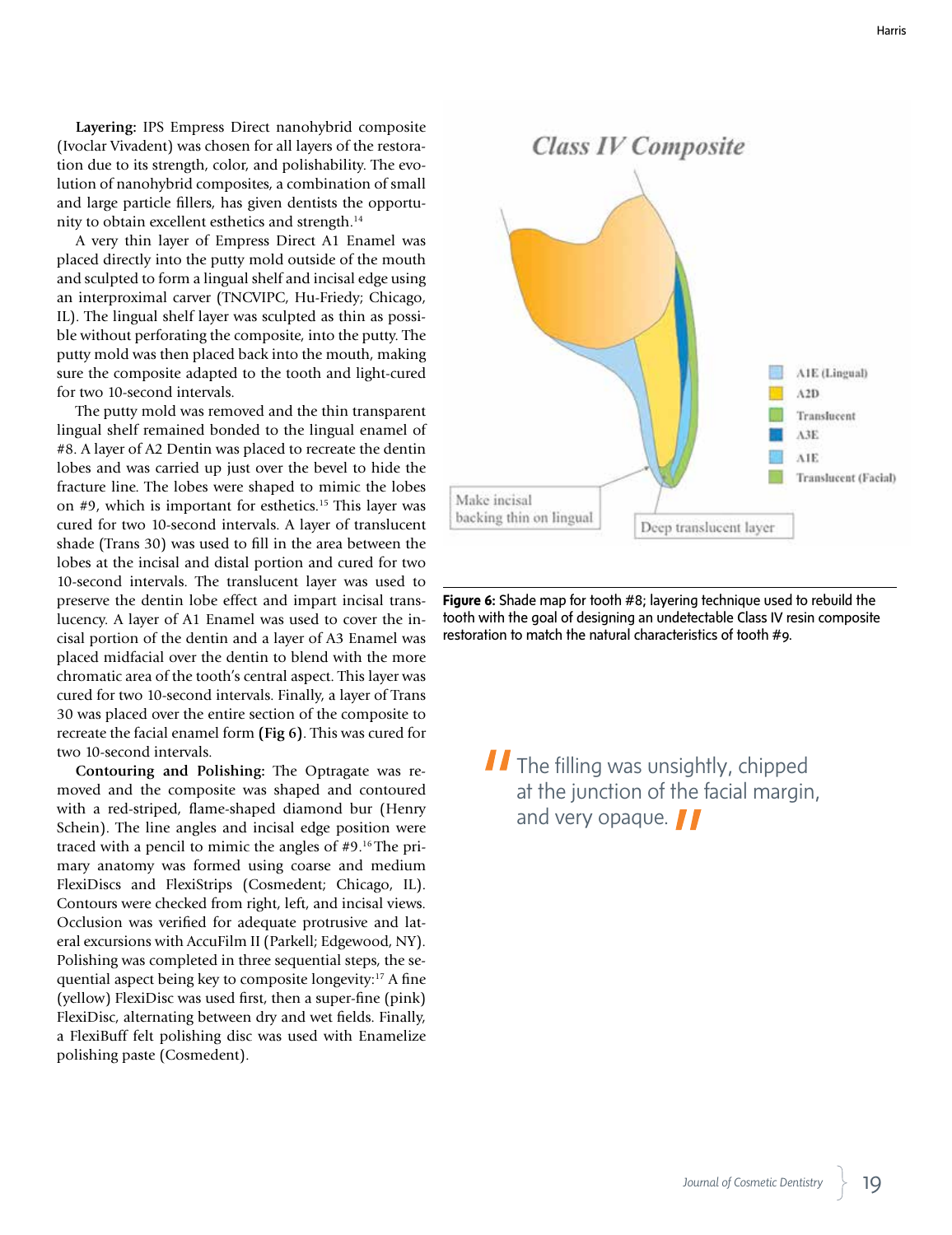**Layering:** IPS Empress Direct nanohybrid composite (Ivoclar Vivadent) was chosen for all layers of the restoration due to its strength, color, and polishability. The evolution of nanohybrid composites, a combination of small and large particle fillers, has given dentists the opportunity to obtain excellent esthetics and strength.[14]

A very thin layer of Empress Direct A1 Enamel was placed directly into the putty mold outside of the mouth and sculpted to form a lingual shelf and incisal edge using an interproximal carver (TNCVIPC, Hu-Friedy; Chicago, IL). The lingual shelf layer was sculpted as thin as possible without perforating the composite, into the putty. The putty mold was then placed back into the mouth, making sure the composite adapted to the tooth and light-cured for two 10-second intervals.

The putty mold was removed and the thin transparent lingual shelf remained bonded to the lingual enamel of #8. A layer of A2 Dentin was placed to recreate the dentin lobes and was carried up just over the bevel to hide the fracture line. The lobes were shaped to mimic the lobes on #9, which is important for esthetics.[15] This layer was cured for two 10-second intervals. A layer of translucent shade (Trans 30) was used to fill in the area between the lobes at the incisal and distal portion and cured for two 10-second intervals. The translucent layer was used to preserve the dentin lobe effect and impart incisal translucency. A layer of A1 Enamel was used to cover the incisal portion of the dentin and a layer of A3 Enamel was placed midfacial over the dentin to blend with the more chromatic area of the tooth's central aspect. This layer was cured for two 10-second intervals. Finally, a layer of Trans 30 was placed over the entire section of the composite to recreate the facial enamel form **(Fig 6)**. This was cured for two 10-second intervals.

**Contouring and Polishing:** The Optragate was removed and the composite was shaped and contoured with a red-striped, flame-shaped diamond bur (Henry Schein). The line angles and incisal edge position were traced with a pencil to mimic the angles of #9.[16] The primary anatomy was formed using coarse and medium FlexiDiscs and FlexiStrips (Cosmedent; Chicago, IL). Contours were checked from right, left, and incisal views. Occlusion was verified for adequate protrusive and lateral excursions with AccuFilm II (Parkell; Edgewood, NY). Polishing was completed in three sequential steps, the sequential aspect being key to composite longevity:[17] A fine (yellow) FlexiDisc was used first, then a super-fine (pink) FlexiDisc, alternating between dry and wet fields. Finally, a FlexiBuff felt polishing disc was used with Enamelize polishing paste (Cosmedent).

Class IV Composite

A1E (Lingual)
A2D
Translucent
A3E
A1E
Translucent (Facial)

Make incisal backing thin on lingual

Deep translucent layer

**Figure 6:** Shade map for tooth #8; layering technique used to rebuild the tooth with the goal of designing an undetectable Class IV resin composite restoration to match the natural characteristics of tooth #9.

> "The filling was unsightly, chipped at the junction of the facial margin, and very opaque."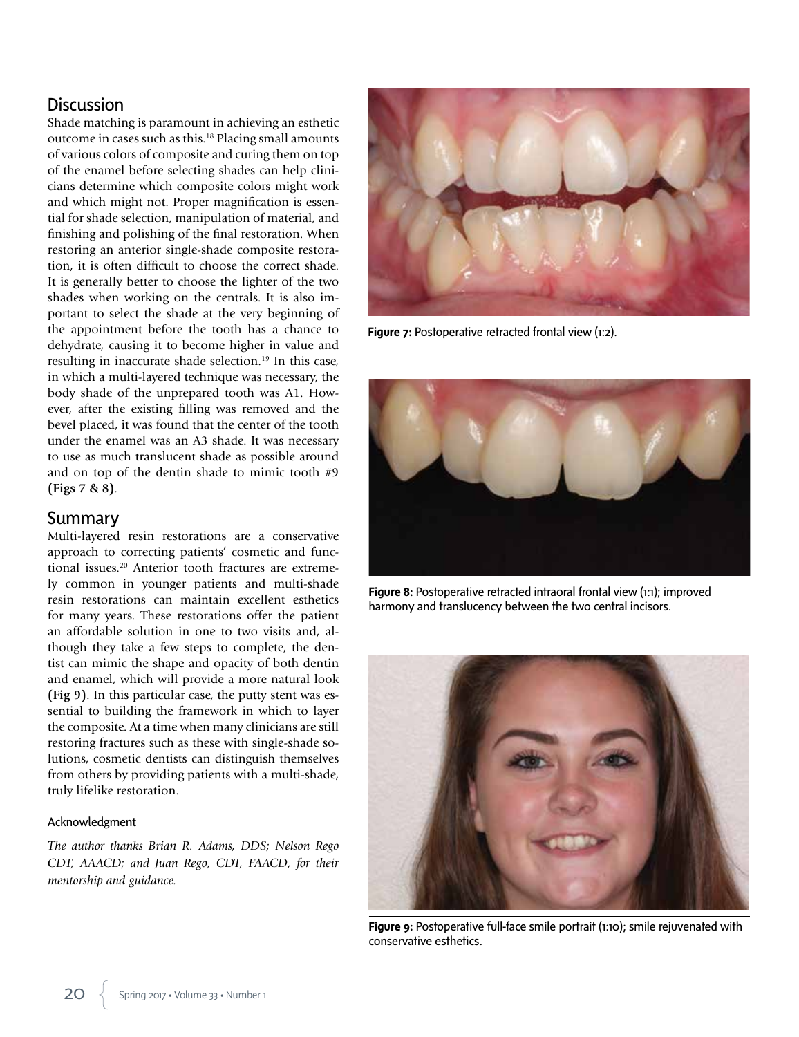## Discussion

Shade matching is paramount in achieving an esthetic outcome in cases such as this.[18] Placing small amounts of various colors of composite and curing them on top of the enamel before selecting shades can help clinicians determine which composite colors might work and which might not. Proper magnification is essential for shade selection, manipulation of material, and finishing and polishing of the final restoration. When restoring an anterior single-shade composite restoration, it is often difficult to choose the correct shade. It is generally better to choose the lighter of the two shades when working on the centrals. It is also important to select the shade at the very beginning of the appointment before the tooth has a chance to dehydrate, causing it to become higher in value and resulting in inaccurate shade selection.[19] In this case, in which a multi-layered technique was necessary, the body shade of the unprepared tooth was A1. However, after the existing filling was removed and the bevel placed, it was found that the center of the tooth under the enamel was an A3 shade. It was necessary to use as much translucent shade as possible around and on top of the dentin shade to mimic tooth #9 **(Figs 7 & 8)**.

## Summary

Multi-layered resin restorations are a conservative approach to correcting patients' cosmetic and functional issues.[20] Anterior tooth fractures are extremely common in younger patients and multi-shade resin restorations can maintain excellent esthetics for many years. These restorations offer the patient an affordable solution in one to two visits and, although they take a few steps to complete, the dentist can mimic the shape and opacity of both dentin and enamel, which will provide a more natural look **(Fig 9)**. In this particular case, the putty stent was essential to building the framework in which to layer the composite. At a time when many clinicians are still restoring fractures such as these with single-shade solutions, cosmetic dentists can distinguish themselves from others by providing patients with a multi-shade, truly lifelike restoration.

### Acknowledgment

*The author thanks Brian R. Adams, DDS; Nelson Rego CDT, AAACD; and Juan Rego, CDT, FAACD, for their mentorship and guidance.*

**Figure 7:** Postoperative retracted frontal view (1:2).

**Figure 8:** Postoperative retracted intraoral frontal view (1:1); improved harmony and translucency between the two central incisors.

**Figure 9:** Postoperative full-face smile portrait (1:10); smile rejuvenated with conservative esthetics.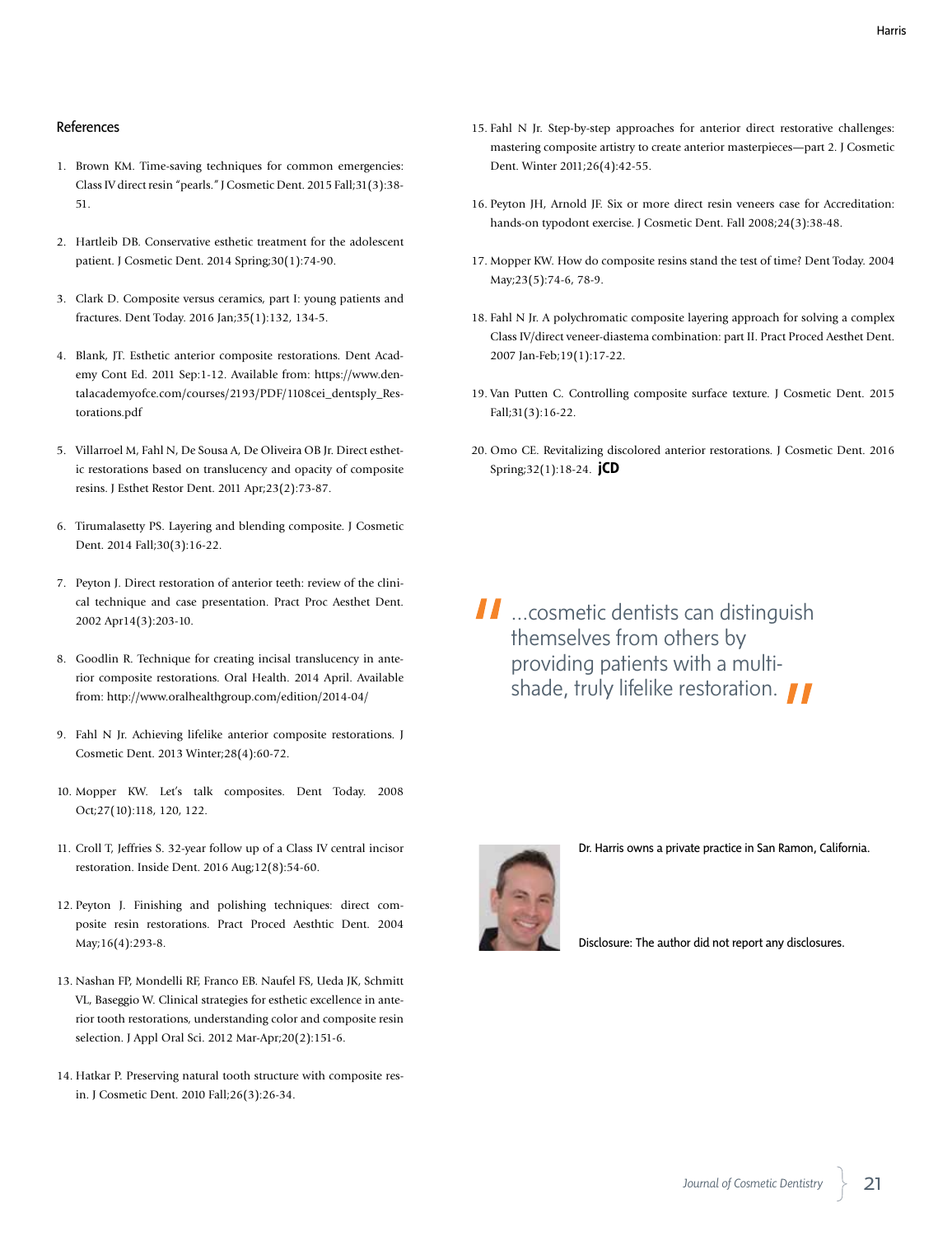## References

1. Brown KM. Time-saving techniques for common emergencies: Class IV direct resin "pearls." J Cosmetic Dent. 2015 Fall;31(3):38-51.
2. Hartleib DB. Conservative esthetic treatment for the adolescent patient. J Cosmetic Dent. 2014 Spring;30(1):74-90.
3. Clark D. Composite versus ceramics, part I: young patients and fractures. Dent Today. 2016 Jan;35(1):132, 134-5.
4. Blank, JT. Esthetic anterior composite restorations. Dent Academy Cont Ed. 2011 Sep:1-12. Available from: https://www.dentalacademyofce.com/courses/2193/PDF/1108cei_dentsply_Restorations.pdf
5. Villarroel M, Fahl N, De Sousa A, De Oliveira OB Jr. Direct esthetic restorations based on translucency and opacity of composite resins. J Esthet Restor Dent. 2011 Apr;23(2):73-87.
6. Tirumalasetty PS. Layering and blending composite. J Cosmetic Dent. 2014 Fall;30(3):16-22.
7. Peyton J. Direct restoration of anterior teeth: review of the clinical technique and case presentation. Pract Proc Aesthet Dent. 2002 Apr14(3):203-10.
8. Goodlin R. Technique for creating incisal translucency in anterior composite restorations. Oral Health. 2014 April. Available from: http://www.oralhealthgroup.com/edition/2014-04/
9. Fahl N Jr. Achieving lifelike anterior composite restorations. J Cosmetic Dent. 2013 Winter;28(4):60-72.
10. Mopper KW. Let's talk composites. Dent Today. 2008 Oct;27(10):118, 120, 122.
11. Croll T, Jeffries S. 32-year follow up of a Class IV central incisor restoration. Inside Dent. 2016 Aug;12(8):54-60.
12. Peyton J. Finishing and polishing techniques: direct composite resin restorations. Pract Proced Aesthtic Dent. 2004 May;16(4):293-8.
13. Nashan FP, Mondelli RF, Franco EB. Naufel FS, Ueda JK, Schmitt VL, Baseggio W. Clinical strategies for esthetic excellence in anterior tooth restorations, understanding color and composite resin selection. J Appl Oral Sci. 2012 Mar-Apr;20(2):151-6.
14. Hatkar P. Preserving natural tooth structure with composite resin. J Cosmetic Dent. 2010 Fall;26(3):26-34.
15. Fahl N Jr. Step-by-step approaches for anterior direct restorative challenges: mastering composite artistry to create anterior masterpieces—part 2. J Cosmetic Dent. Winter 2011;26(4):42-55.
16. Peyton JH, Arnold JF. Six or more direct resin veneers case for Accreditation: hands-on typodont exercise. J Cosmetic Dent. Fall 2008;24(3):38-48.
17. Mopper KW. How do composite resins stand the test of time? Dent Today. 2004 May;23(5):74-6, 78-9.
18. Fahl N Jr. A polychromatic composite layering approach for solving a complex Class IV/direct veneer-diastema combination: part II. Pract Proced Aesthet Dent. 2007 Jan-Feb;19(1):17-22.
19. Van Putten C. Controlling composite surface texture. J Cosmetic Dent. 2015 Fall;31(3):16-22.
20. Omo CE. Revitalizing discolored anterior restorations. J Cosmetic Dent. 2016 Spring;32(1):18-24. **jCD**

> "...cosmetic dentists can distinguish themselves from others by providing patients with a multi-shade, truly lifelike restoration."

Dr. Harris owns a private practice in San Ramon, California.

Disclosure: The author did not report any disclosures.